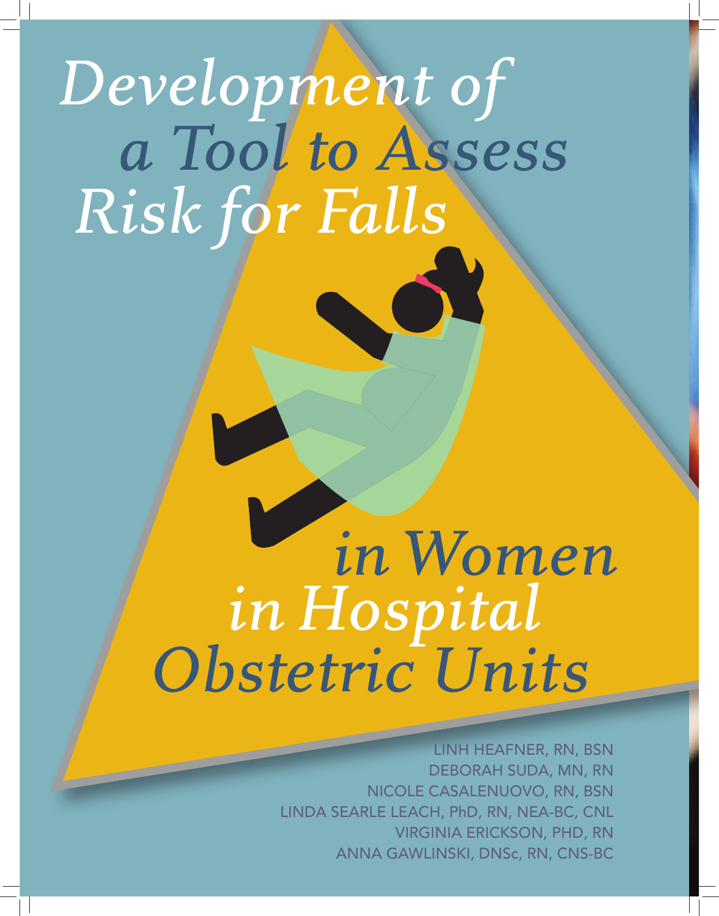# *Development of a Tool to Assess Risk for Falls in Women in Hospital Obstetric Units*

LINH HEAFNER, RN, BSN
DEBORAH SUDA, MN, RN
NICOLE CASALENUOVO, RN, BSN
LINDA SEARLE LEACH, PhD, RN, NEA-BC, CNL
VIRGINIA ERICKSON, PHD, RN
ANNA GAWLINSKI, DNSc, RN, CNS-BC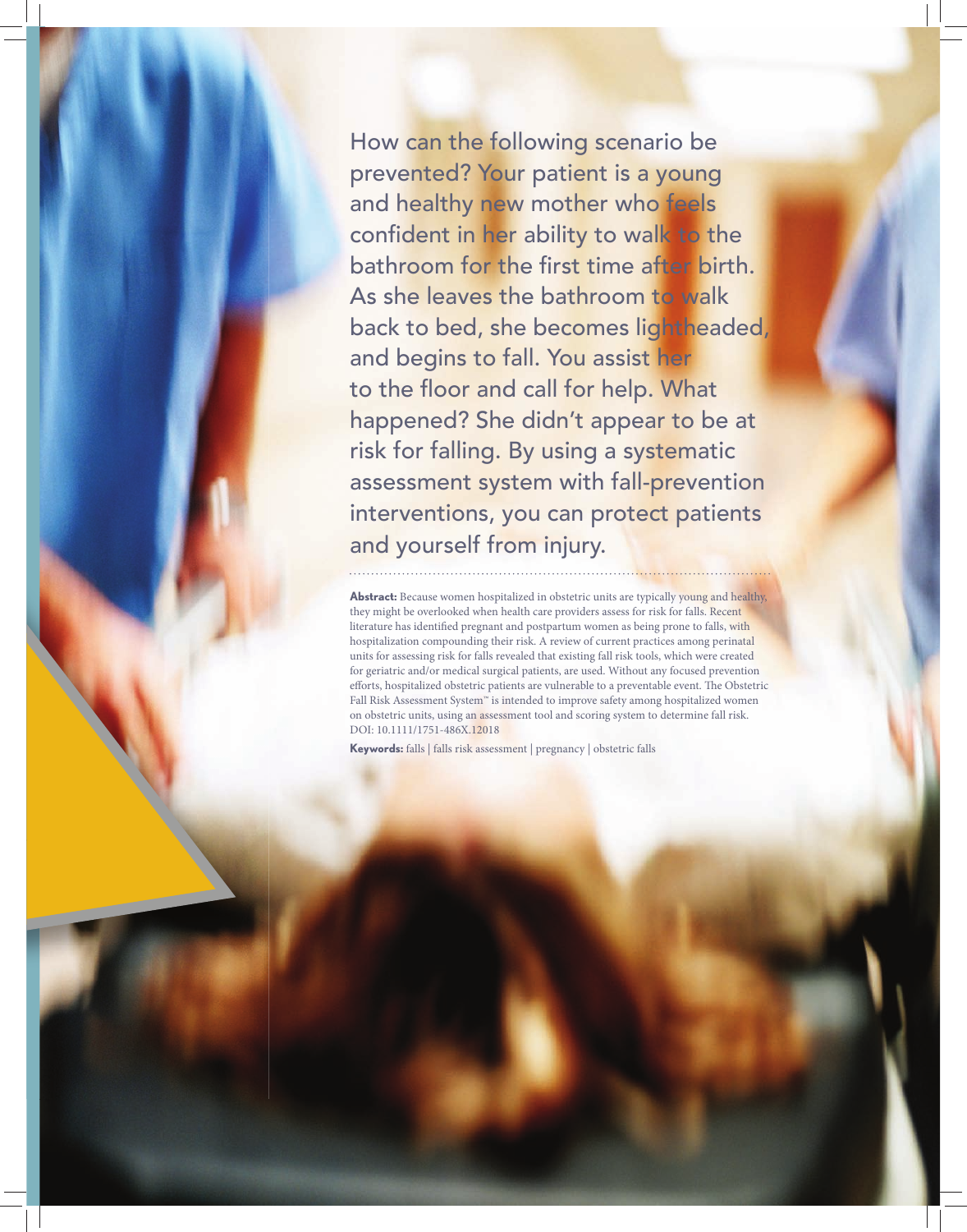How can the following scenario be prevented? Your patient is a young and healthy new mother who feels confident in her ability to walk to the bathroom for the first time after birth. As she leaves the bathroom to walk back to bed, she becomes lightheaded, and begins to fall. You assist her to the floor and call for help. What happened? She didn't appear to be at risk for falling. By using a systematic assessment system with fall-prevention interventions, you can protect patients and yourself from injury.

**Abstract:** Because women hospitalized in obstetric units are typically young and healthy, they might be overlooked when health care providers assess for risk for falls. Recent literature has identified pregnant and postpartum women as being prone to falls, with hospitalization compounding their risk. A review of current practices among perinatal units for assessing risk for falls revealed that existing fall risk tools, which were created for geriatric and/or medical surgical patients, are used. Without any focused prevention efforts, hospitalized obstetric patients are vulnerable to a preventable event. The Obstetric Fall Risk Assessment System™ is intended to improve safety among hospitalized women on obstetric units, using an assessment tool and scoring system to determine fall risk. DOI: 10.1111/1751-486X.12018

**Keywords:** falls | falls risk assessment | pregnancy | obstetric falls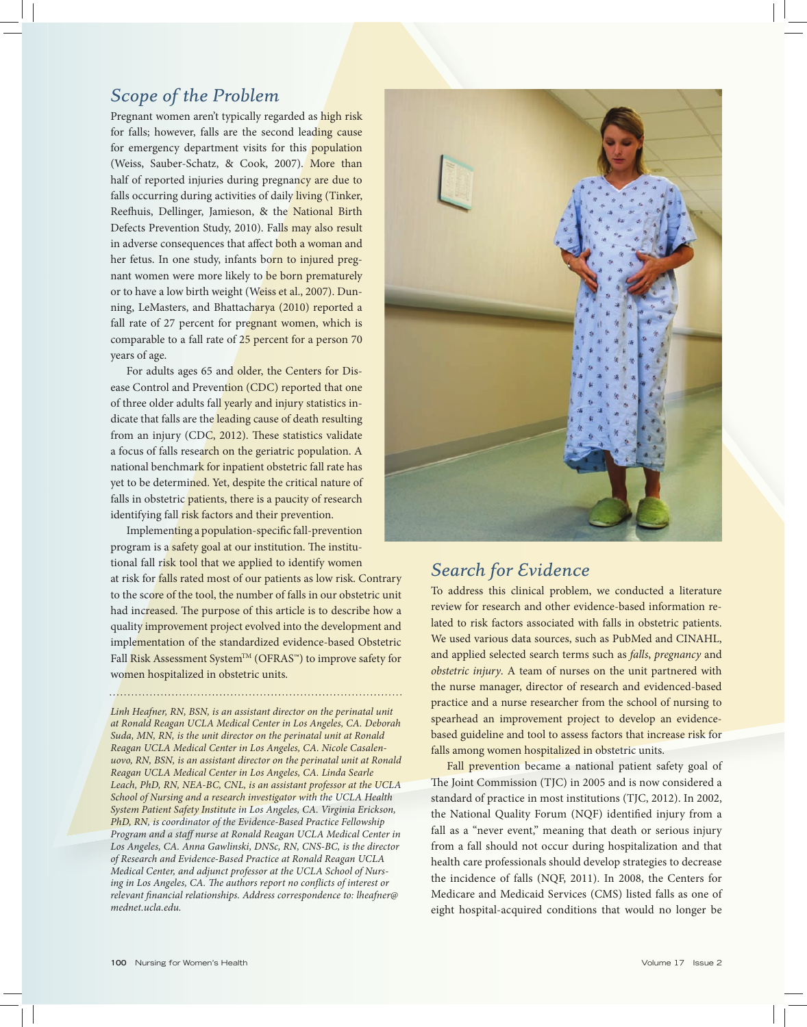## Scope of the Problem

Pregnant women aren't typically regarded as high risk for falls; however, falls are the second leading cause for emergency department visits for this population (Weiss, Sauber-Schatz, & Cook, 2007). More than half of reported injuries during pregnancy are due to falls occurring during activities of daily living (Tinker, Reefhuis, Dellinger, Jamieson, & the National Birth Defects Prevention Study, 2010). Falls may also result in adverse consequences that affect both a woman and her fetus. In one study, infants born to injured pregnant women were more likely to be born prematurely or to have a low birth weight (Weiss et al., 2007). Dunning, LeMasters, and Bhattacharya (2010) reported a fall rate of 27 percent for pregnant women, which is comparable to a fall rate of 25 percent for a person 70 years of age.

For adults ages 65 and older, the Centers for Disease Control and Prevention (CDC) reported that one of three older adults fall yearly and injury statistics indicate that falls are the leading cause of death resulting from an injury (CDC, 2012). These statistics validate a focus of falls research on the geriatric population. A national benchmark for inpatient obstetric fall rate has yet to be determined. Yet, despite the critical nature of falls in obstetric patients, there is a paucity of research identifying fall risk factors and their prevention.

Implementing a population-specific fall-prevention program is a safety goal at our institution. The institutional fall risk tool that we applied to identify women at risk for falls rated most of our patients as low risk. Contrary to the score of the tool, the number of falls in our obstetric unit had increased. The purpose of this article is to describe how a quality improvement project evolved into the development and implementation of the standardized evidence-based Obstetric Fall Risk Assessment System™ (OFRAS™) to improve safety for women hospitalized in obstetric units.

*Linh Heafner, RN, BSN, is an assistant director on the perinatal unit at Ronald Reagan UCLA Medical Center in Los Angeles, CA. Deborah Suda, MN, RN, is the unit director on the perinatal unit at Ronald Reagan UCLA Medical Center in Los Angeles, CA. Nicole Casalenuovo, RN, BSN, is an assistant director on the perinatal unit at Ronald Reagan UCLA Medical Center in Los Angeles, CA. Linda Searle Leach, PhD, RN, NEA-BC, CNL, is an assistant professor at the UCLA School of Nursing and a research investigator with the UCLA Health System Patient Safety Institute in Los Angeles, CA. Virginia Erickson, PhD, RN, is coordinator of the Evidence-Based Practice Fellowship Program and a staff nurse at Ronald Reagan UCLA Medical Center in Los Angeles, CA. Anna Gawlinski, DNSc, RN, CNS-BC, is the director of Research and Evidence-Based Practice at Ronald Reagan UCLA Medical Center, and adjunct professor at the UCLA School of Nursing in Los Angeles, CA. The authors report no conflicts of interest or relevant financial relationships. Address correspondence to: lheafner@mednet.ucla.edu.*

## Search for Evidence

To address this clinical problem, we conducted a literature review for research and other evidence-based information related to risk factors associated with falls in obstetric patients. We used various data sources, such as PubMed and CINAHL, and applied selected search terms such as *falls*, *pregnancy* and *obstetric injury*. A team of nurses on the unit partnered with the nurse manager, director of research and evidenced-based practice and a nurse researcher from the school of nursing to spearhead an improvement project to develop an evidence-based guideline and tool to assess factors that increase risk for falls among women hospitalized in obstetric units.

Fall prevention became a national patient safety goal of The Joint Commission (TJC) in 2005 and is now considered a standard of practice in most institutions (TJC, 2012). In 2002, the National Quality Forum (NQF) identified injury from a fall as a "never event," meaning that death or serious injury from a fall should not occur during hospitalization and that health care professionals should develop strategies to decrease the incidence of falls (NQF, 2011). In 2008, the Centers for Medicare and Medicaid Services (CMS) listed falls as one of eight hospital-acquired conditions that would no longer be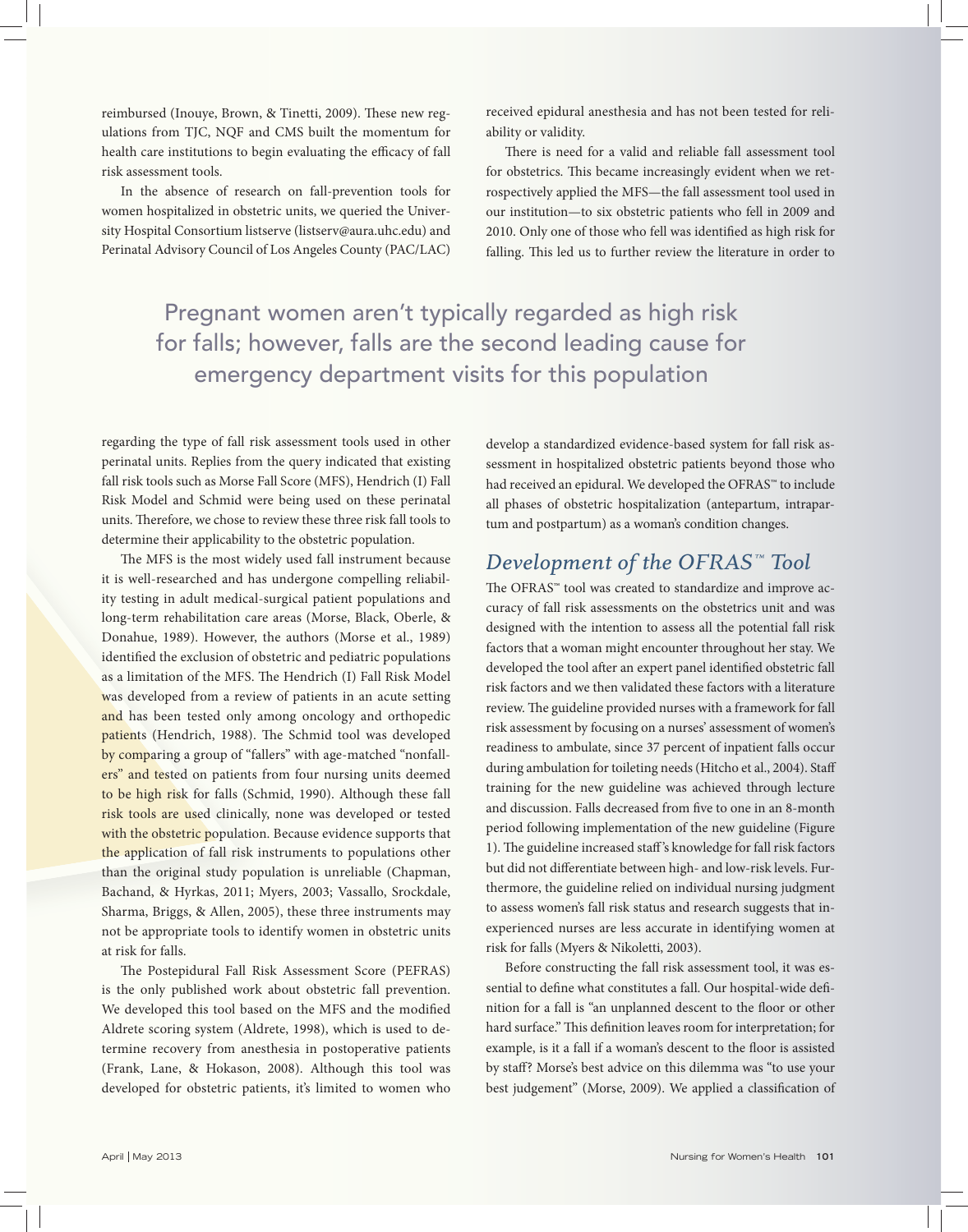reimbursed (Inouye, Brown, & Tinetti, 2009). These new regulations from TJC, NQF and CMS built the momentum for health care institutions to begin evaluating the efficacy of fall risk assessment tools.

In the absence of research on fall-prevention tools for women hospitalized in obstetric units, we queried the University Hospital Consortium listserve (listserv@aura.uhc.edu) and Perinatal Advisory Council of Los Angeles County (PAC/LAC) regarding the type of fall risk assessment tools used in other perinatal units. Replies from the query indicated that existing fall risk tools such as Morse Fall Score (MFS), Hendrich (I) Fall Risk Model and Schmid were being used on these perinatal units. Therefore, we chose to review these three risk fall tools to determine their applicability to the obstetric population.

The MFS is the most widely used fall instrument because it is well-researched and has undergone compelling reliability testing in adult medical-surgical patient populations and long-term rehabilitation care areas (Morse, Black, Oberle, & Donahue, 1989). However, the authors (Morse et al., 1989) identified the exclusion of obstetric and pediatric populations as a limitation of the MFS. The Hendrich (I) Fall Risk Model was developed from a review of patients in an acute setting and has been tested only among oncology and orthopedic patients (Hendrich, 1988). The Schmid tool was developed by comparing a group of "fallers" with age-matched "nonfallers" and tested on patients from four nursing units deemed to be high risk for falls (Schmid, 1990). Although these fall risk tools are used clinically, none was developed or tested with the obstetric population. Because evidence supports that the application of fall risk instruments to populations other than the original study population is unreliable (Chapman, Bachand, & Hyrkas, 2011; Myers, 2003; Vassallo, Srockdale, Sharma, Briggs, & Allen, 2005), these three instruments may not be appropriate tools to identify women in obstetric units at risk for falls.

The Postepidural Fall Risk Assessment Score (PEFRAS) is the only published work about obstetric fall prevention. We developed this tool based on the MFS and the modified Aldrete scoring system (Aldrete, 1998), which is used to determine recovery from anesthesia in postoperative patients (Frank, Lane, & Hokason, 2008). Although this tool was developed for obstetric patients, it's limited to women who received epidural anesthesia and has not been tested for reliability or validity.

There is need for a valid and reliable fall assessment tool for obstetrics. This became increasingly evident when we retrospectively applied the MFS—the fall assessment tool used in our institution—to six obstetric patients who fell in 2009 and 2010. Only one of those who fell was identified as high risk for falling. This led us to further review the literature in order to develop a standardized evidence-based system for fall risk assessment in hospitalized obstetric patients beyond those who had received an epidural. We developed the OFRAS™ to include all phases of obstetric hospitalization (antepartum, intrapartum and postpartum) as a woman's condition changes.

> Pregnant women aren't typically regarded as high risk for falls; however, falls are the second leading cause for emergency department visits for this population

## *Development of the OFRAS™ Tool*

The OFRAS™ tool was created to standardize and improve accuracy of fall risk assessments on the obstetrics unit and was designed with the intention to assess all the potential fall risk factors that a woman might encounter throughout her stay. We developed the tool after an expert panel identified obstetric fall risk factors and we then validated these factors with a literature review. The guideline provided nurses with a framework for fall risk assessment by focusing on a nurses' assessment of women's readiness to ambulate, since 37 percent of inpatient falls occur during ambulation for toileting needs (Hitcho et al., 2004). Staff training for the new guideline was achieved through lecture and discussion. Falls decreased from five to one in an 8-month period following implementation of the new guideline (Figure 1). The guideline increased staff's knowledge for fall risk factors but did not differentiate between high- and low-risk levels. Furthermore, the guideline relied on individual nursing judgment to assess women's fall risk status and research suggests that inexperienced nurses are less accurate in identifying women at risk for falls (Myers & Nikoletti, 2003).

Before constructing the fall risk assessment tool, it was essential to define what constitutes a fall. Our hospital-wide definition for a fall is "an unplanned descent to the floor or other hard surface." This definition leaves room for interpretation; for example, is it a fall if a woman's descent to the floor is assisted by staff? Morse's best advice on this dilemma was "to use your best judgement" (Morse, 2009). We applied a classification of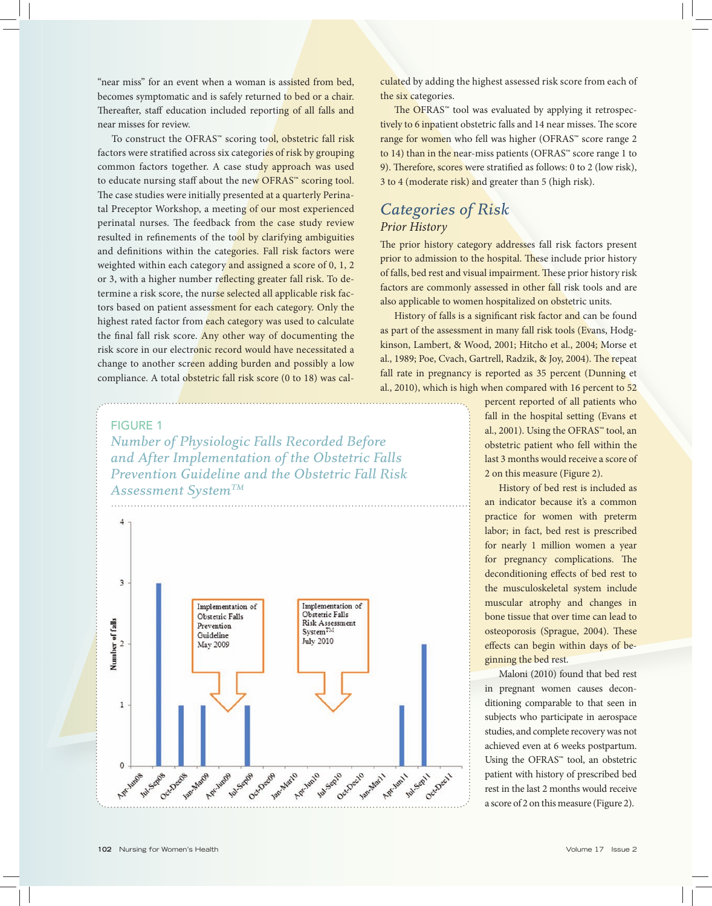"near miss" for an event when a woman is assisted from bed, becomes symptomatic and is safely returned to bed or a chair. Thereafter, staff education included reporting of all falls and near misses for review.

To construct the OFRAS™ scoring tool, obstetric fall risk factors were stratified across six categories of risk by grouping common factors together. A case study approach was used to educate nursing staff about the new OFRAS™ scoring tool. The case studies were initially presented at a quarterly Perinatal Preceptor Workshop, a meeting of our most experienced perinatal nurses. The feedback from the case study review resulted in refinements of the tool by clarifying ambiguities and definitions within the categories. Fall risk factors were weighted within each category and assigned a score of 0, 1, 2 or 3, with a higher number reflecting greater fall risk. To determine a risk score, the nurse selected all applicable risk factors based on patient assessment for each category. Only the highest rated factor from each category was used to calculate the final fall risk score. Any other way of documenting the risk score in our electronic record would have necessitated a change to another screen adding burden and possibly a low compliance. A total obstetric fall risk score (0 to 18) was calculated by adding the highest assessed risk score from each of the six categories.

The OFRAS™ tool was evaluated by applying it retrospectively to 6 inpatient obstetric falls and 14 near misses. The score range for women who fell was higher (OFRAS™ score range 2 to 14) than in the near-miss patients (OFRAS™ score range 1 to 9). Therefore, scores were stratified as follows: 0 to 2 (low risk), 3 to 4 (moderate risk) and greater than 5 (high risk).

FIGURE 1

*Number of Physiologic Falls Recorded Before and After Implementation of the Obstetric Falls Prevention Guideline and the Obstetric Fall Risk Assessment System™*

| Quarter | Number of falls |
|---|---|
| Apr-Jun08 | 0 |
| Jul-Sep08 | 3 |
| Oct-Dec08 | 1 |
| Jan-Mar09 | 1 |
| Apr-Jun09 | 0 |
| Jul-Sep09 | 1 |
| Oct-Dec09 | 0 |
| Jan-Mar10 | 0 |
| Apr-Jun10 | 0 |
| Jul-Sep10 | 0 |
| Oct-Dec10 | 0 |
| Jan-Mar11 | 0 |
| Apr-Jun11 | 1 |
| Jul-Sep11 | 2 |
| Oct-Dec11 | 0 |

Annotations: Implementation of Obstetric Falls Prevention Guideline May 2009; Implementation of Obstetric Falls Risk Assessment System™ July 2010

## *Categories of Risk*

### *Prior History*

The prior history category addresses fall risk factors present prior to admission to the hospital. These include prior history of falls, bed rest and visual impairment. These prior history risk factors are commonly assessed in other fall risk tools and are also applicable to women hospitalized on obstetric units.

History of falls is a significant risk factor and can be found as part of the assessment in many fall risk tools (Evans, Hodgkinson, Lambert, & Wood, 2001; Hitcho et al., 2004; Morse et al., 1989; Poe, Cvach, Gartrell, Radzik, & Joy, 2004). The repeat fall rate in pregnancy is reported as 35 percent (Dunning et al., 2010), which is high when compared with 16 percent to 52 percent reported of all patients who fall in the hospital setting (Evans et al., 2001). Using the OFRAS™ tool, an obstetric patient who fell within the last 3 months would receive a score of 2 on this measure (Figure 2).

History of bed rest is included as an indicator because it's a common practice for women with preterm labor; in fact, bed rest is prescribed for nearly 1 million women a year for pregnancy complications. The deconditioning effects of bed rest to the musculoskeletal system include muscular atrophy and changes in bone tissue that over time can lead to osteoporosis (Sprague, 2004). These effects can begin within days of beginning the bed rest.

Maloni (2010) found that bed rest in pregnant women causes deconditioning comparable to that seen in subjects who participate in aerospace studies, and complete recovery was not achieved even at 6 weeks postpartum. Using the OFRAS™ tool, an obstetric patient with history of prescribed bed rest in the last 2 months would receive a score of 2 on this measure (Figure 2).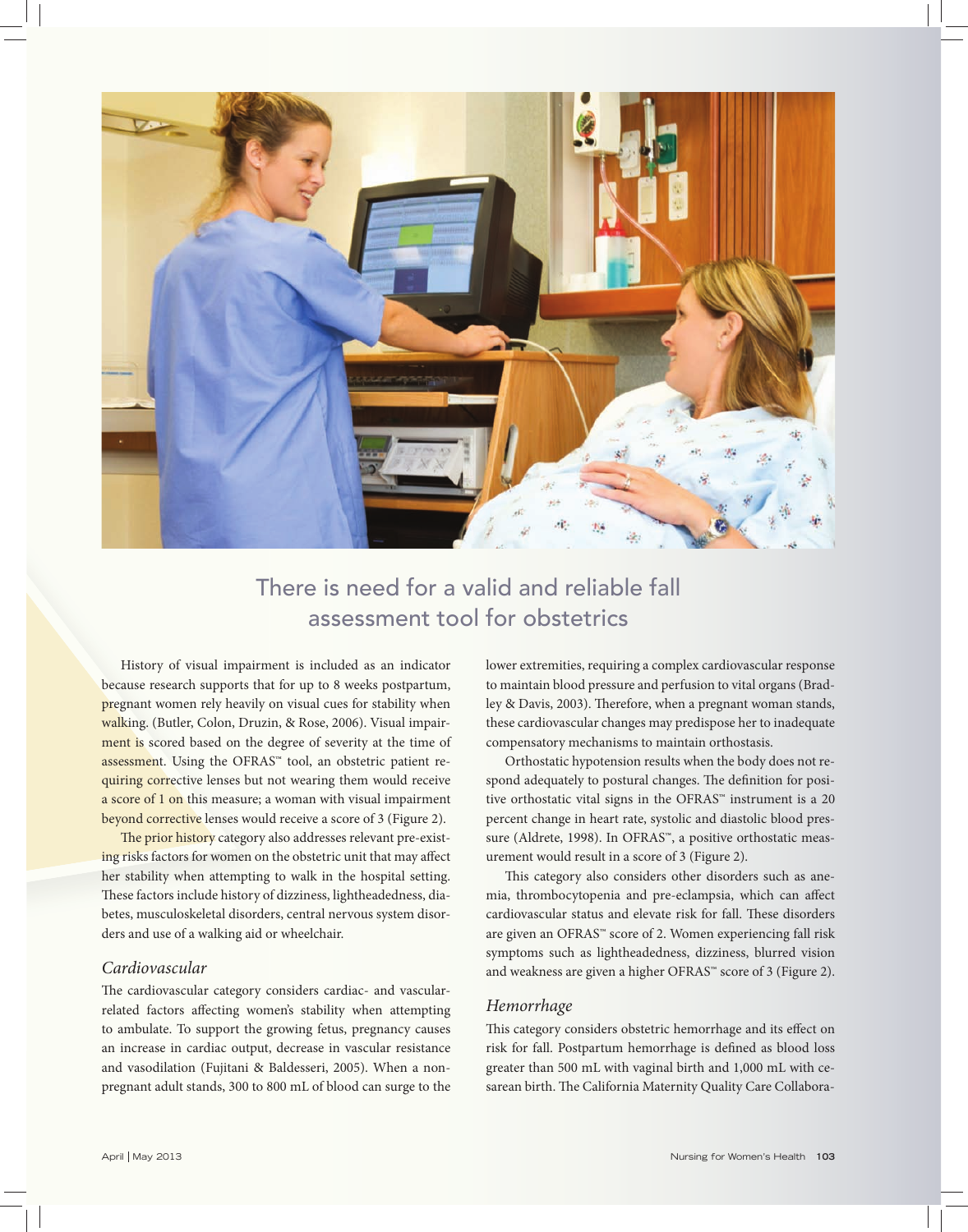## There is need for a valid and reliable fall assessment tool for obstetrics

History of visual impairment is included as an indicator because research supports that for up to 8 weeks postpartum, pregnant women rely heavily on visual cues for stability when walking. (Butler, Colon, Druzin, & Rose, 2006). Visual impairment is scored based on the degree of severity at the time of assessment. Using the OFRAS™ tool, an obstetric patient requiring corrective lenses but not wearing them would receive a score of 1 on this measure; a woman with visual impairment beyond corrective lenses would receive a score of 3 (Figure 2).

The prior history category also addresses relevant pre-existing risks factors for women on the obstetric unit that may affect her stability when attempting to walk in the hospital setting. These factors include history of dizziness, lightheadedness, diabetes, musculoskeletal disorders, central nervous system disorders and use of a walking aid or wheelchair.

### *Cardiovascular*

The cardiovascular category considers cardiac- and vascular-related factors affecting women's stability when attempting to ambulate. To support the growing fetus, pregnancy causes an increase in cardiac output, decrease in vascular resistance and vasodilation (Fujitani & Baldesseri, 2005). When a non-pregnant adult stands, 300 to 800 mL of blood can surge to the lower extremities, requiring a complex cardiovascular response to maintain blood pressure and perfusion to vital organs (Bradley & Davis, 2003). Therefore, when a pregnant woman stands, these cardiovascular changes may predispose her to inadequate compensatory mechanisms to maintain orthostasis.

Orthostatic hypotension results when the body does not respond adequately to postural changes. The definition for positive orthostatic vital signs in the OFRAS™ instrument is a 20 percent change in heart rate, systolic and diastolic blood pressure (Aldrete, 1998). In OFRAS™, a positive orthostatic measurement would result in a score of 3 (Figure 2).

This category also considers other disorders such as anemia, thrombocytopenia and pre-eclampsia, which can affect cardiovascular status and elevate risk for fall. These disorders are given an OFRAS™ score of 2. Women experiencing fall risk symptoms such as lightheadedness, dizziness, blurred vision and weakness are given a higher OFRAS™ score of 3 (Figure 2).

### *Hemorrhage*

This category considers obstetric hemorrhage and its effect on risk for fall. Postpartum hemorrhage is defined as blood loss greater than 500 mL with vaginal birth and 1,000 mL with cesarean birth. The California Maternity Quality Care Collabora-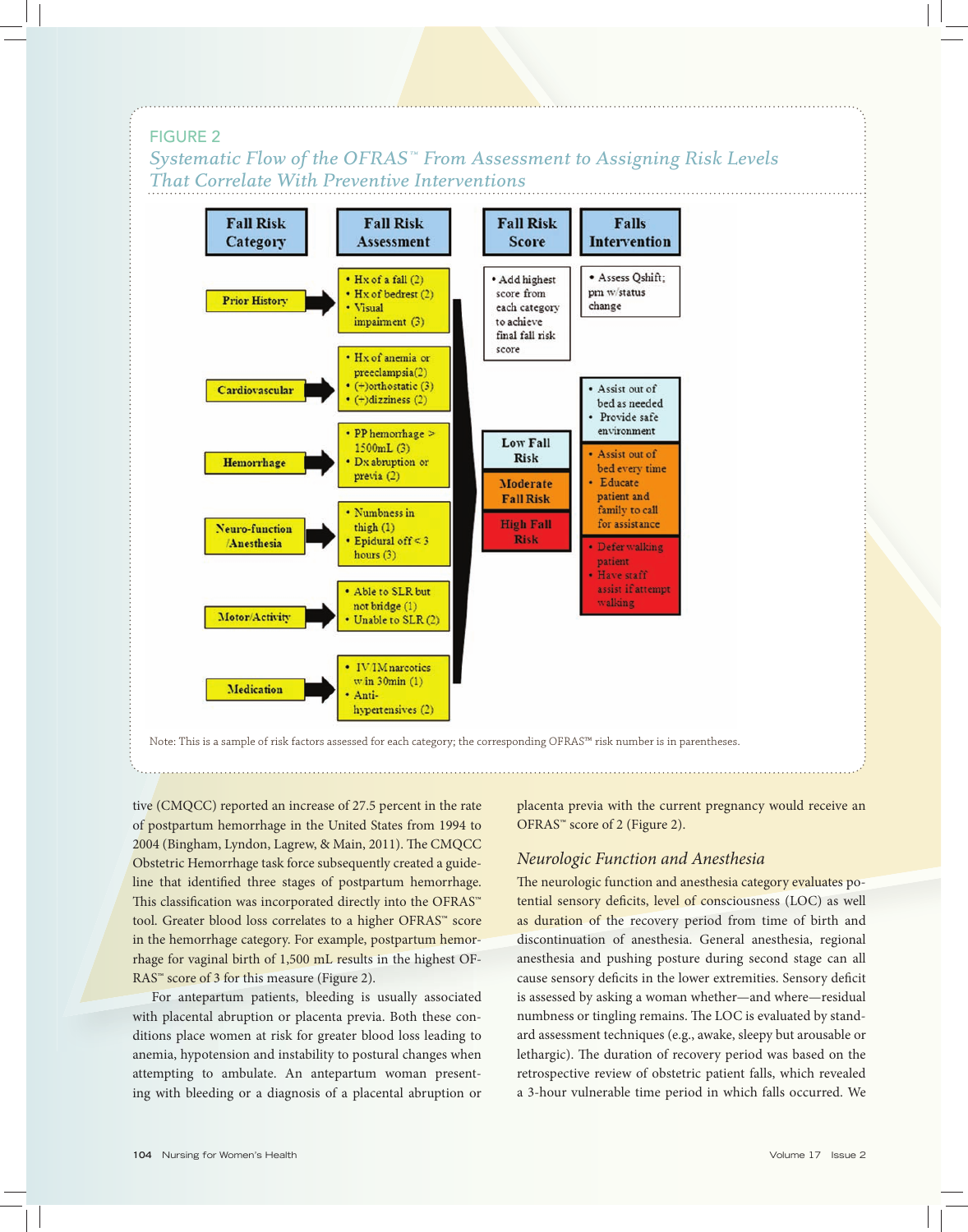FIGURE 2

*Systematic Flow of the OFRAS™ From Assessment to Assigning Risk Levels That Correlate With Preventive Interventions*

| Fall Risk Category | Fall Risk Assessment |
|---|---|
| Prior History | • Hx of a fall (2) • Hx of bedrest (2) • Visual impairment (3) |
| Cardiovascular | • Hx of anemia or preeclampsia (2) • (+)orthostatic (3) • (+)dizziness (2) |
| Hemorrhage | • PP hemorrhage > 1500mL (3) • Dx abruption or previa (2) |
| Neuro-function /Anesthesia | • Numbness in thigh (1) • Epidural off < 3 hours (3) |
| Motor/Activity | • Able to SLR but not bridge (1) • Unable to SLR (2) |
| Medication | • IV/IM narcotics w in 30min (1) • Anti-hypertensives (2) |

Fall Risk Score: • Add highest score from each category to achieve final fall risk score

| Fall Risk Score | Falls Intervention |
|---|---|
| (All levels) | • Assess Qshift; prn w/status change |
| Low Fall Risk | • Assist out of bed as needed • Provide safe environment |
| Moderate Fall Risk | • Assist out of bed every time • Educate patient and family to call for assistance |
| High Fall Risk | • Defer walking patient • Have staff assist if attempt walking |

Note: This is a sample of risk factors assessed for each category; the corresponding OFRAS™ risk number is in parentheses.

tive (CMQCC) reported an increase of 27.5 percent in the rate of postpartum hemorrhage in the United States from 1994 to 2004 (Bingham, Lyndon, Lagrew, & Main, 2011). The CMQCC Obstetric Hemorrhage task force subsequently created a guideline that identified three stages of postpartum hemorrhage. This classification was incorporated directly into the OFRAS™ tool. Greater blood loss correlates to a higher OFRAS™ score in the hemorrhage category. For example, postpartum hemorrhage for vaginal birth of 1,500 mL results in the highest OFRAS™ score of 3 for this measure (Figure 2).

For antepartum patients, bleeding is usually associated with placental abruption or placenta previa. Both these conditions place women at risk for greater blood loss leading to anemia, hypotension and instability to postural changes when attempting to ambulate. An antepartum woman presenting with bleeding or a diagnosis of a placental abruption or placenta previa with the current pregnancy would receive an OFRAS™ score of 2 (Figure 2).

### *Neurologic Function and Anesthesia*

The neurologic function and anesthesia category evaluates potential sensory deficits, level of consciousness (LOC) as well as duration of the recovery period from time of birth and discontinuation of anesthesia. General anesthesia, regional anesthesia and pushing posture during second stage can all cause sensory deficits in the lower extremities. Sensory deficit is assessed by asking a woman whether—and where—residual numbness or tingling remains. The LOC is evaluated by standard assessment techniques (e.g., awake, sleepy but arousable or lethargic). The duration of recovery period was based on the retrospective review of obstetric patient falls, which revealed a 3-hour vulnerable time period in which falls occurred. We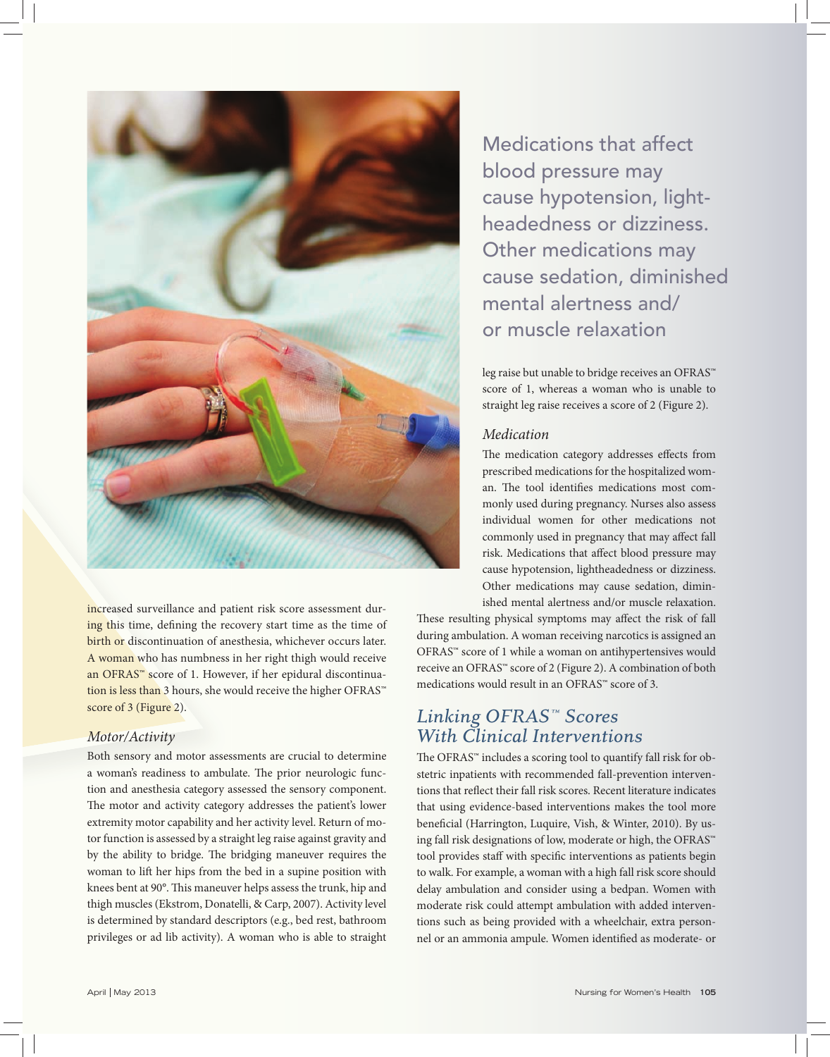increased surveillance and patient risk score assessment during this time, defining the recovery start time as the time of birth or discontinuation of anesthesia, whichever occurs later. A woman who has numbness in her right thigh would receive an OFRAS™ score of 1. However, if her epidural discontinuation is less than 3 hours, she would receive the higher OFRAS™ score of 3 (Figure 2).

### *Motor/Activity*

Both sensory and motor assessments are crucial to determine a woman's readiness to ambulate. The prior neurologic function and anesthesia category assessed the sensory component. The motor and activity category addresses the patient's lower extremity motor capability and her activity level. Return of motor function is assessed by a straight leg raise against gravity and by the ability to bridge. The bridging maneuver requires the woman to lift her hips from the bed in a supine position with knees bent at 90°. This maneuver helps assess the trunk, hip and thigh muscles (Ekstrom, Donatelli, & Carp, 2007). Activity level is determined by standard descriptors (e.g., bed rest, bathroom privileges or ad lib activity). A woman who is able to straight leg raise but unable to bridge receives an OFRAS™ score of 1, whereas a woman who is unable to straight leg raise receives a score of 2 (Figure 2).

> Medications that affect blood pressure may cause hypotension, lightheadedness or dizziness. Other medications may cause sedation, diminished mental alertness and/or muscle relaxation

### *Medication*

The medication category addresses effects from prescribed medications for the hospitalized woman. The tool identifies medications most commonly used during pregnancy. Nurses also assess individual women for other medications not commonly used in pregnancy that may affect fall risk. Medications that affect blood pressure may cause hypotension, lightheadedness or dizziness. Other medications may cause sedation, diminished mental alertness and/or muscle relaxation. These resulting physical symptoms may affect the risk of fall during ambulation. A woman receiving narcotics is assigned an OFRAS™ score of 1 while a woman on antihypertensives would receive an OFRAS™ score of 2 (Figure 2). A combination of both medications would result in an OFRAS™ score of 3.

## *Linking OFRAS™ Scores With Clinical Interventions*

The OFRAS™ includes a scoring tool to quantify fall risk for obstetric inpatients with recommended fall-prevention interventions that reflect their fall risk scores. Recent literature indicates that using evidence-based interventions makes the tool more beneficial (Harrington, Luquire, Vish, & Winter, 2010). By using fall risk designations of low, moderate or high, the OFRAS™ tool provides staff with specific interventions as patients begin to walk. For example, a woman with a high fall risk score should delay ambulation and consider using a bedpan. Women with moderate risk could attempt ambulation with added interventions such as being provided with a wheelchair, extra personnel or an ammonia ampule. Women identified as moderate- or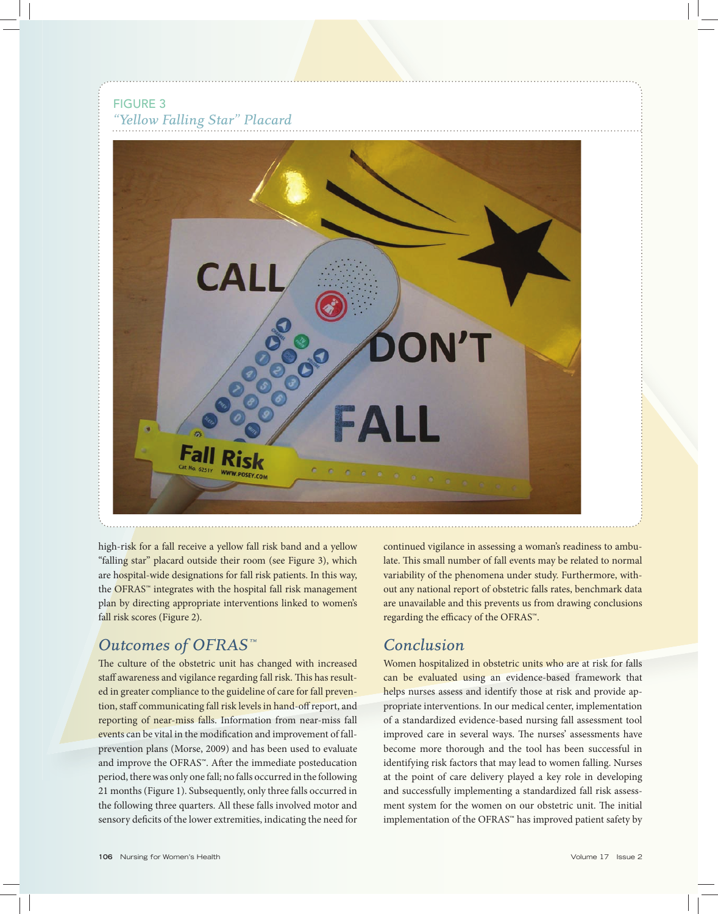FIGURE 3
*"Yellow Falling Star" Placard*

high-risk for a fall receive a yellow fall risk band and a yellow "falling star" placard outside their room (see Figure 3), which are hospital-wide designations for fall risk patients. In this way, the OFRAS™ integrates with the hospital fall risk management plan by directing appropriate interventions linked to women's fall risk scores (Figure 2).

## *Outcomes of OFRAS™*

The culture of the obstetric unit has changed with increased staff awareness and vigilance regarding fall risk. This has resulted in greater compliance to the guideline of care for fall prevention, staff communicating fall risk levels in hand-off report, and reporting of near-miss falls. Information from near-miss fall events can be vital in the modification and improvement of fall-prevention plans (Morse, 2009) and has been used to evaluate and improve the OFRAS™. After the immediate posteducation period, there was only one fall; no falls occurred in the following 21 months (Figure 1). Subsequently, only three falls occurred in the following three quarters. All these falls involved motor and sensory deficits of the lower extremities, indicating the need for continued vigilance in assessing a woman's readiness to ambulate. This small number of fall events may be related to normal variability of the phenomena under study. Furthermore, without any national report of obstetric falls rates, benchmark data are unavailable and this prevents us from drawing conclusions regarding the efficacy of the OFRAS™.

## *Conclusion*

Women hospitalized in obstetric units who are at risk for falls can be evaluated using an evidence-based framework that helps nurses assess and identify those at risk and provide appropriate interventions. In our medical center, implementation of a standardized evidence-based nursing fall assessment tool improved care in several ways. The nurses' assessments have become more thorough and the tool has been successful in identifying risk factors that may lead to women falling. Nurses at the point of care delivery played a key role in developing and successfully implementing a standardized fall risk assessment system for the women on our obstetric unit. The initial implementation of the OFRAS™ has improved patient safety by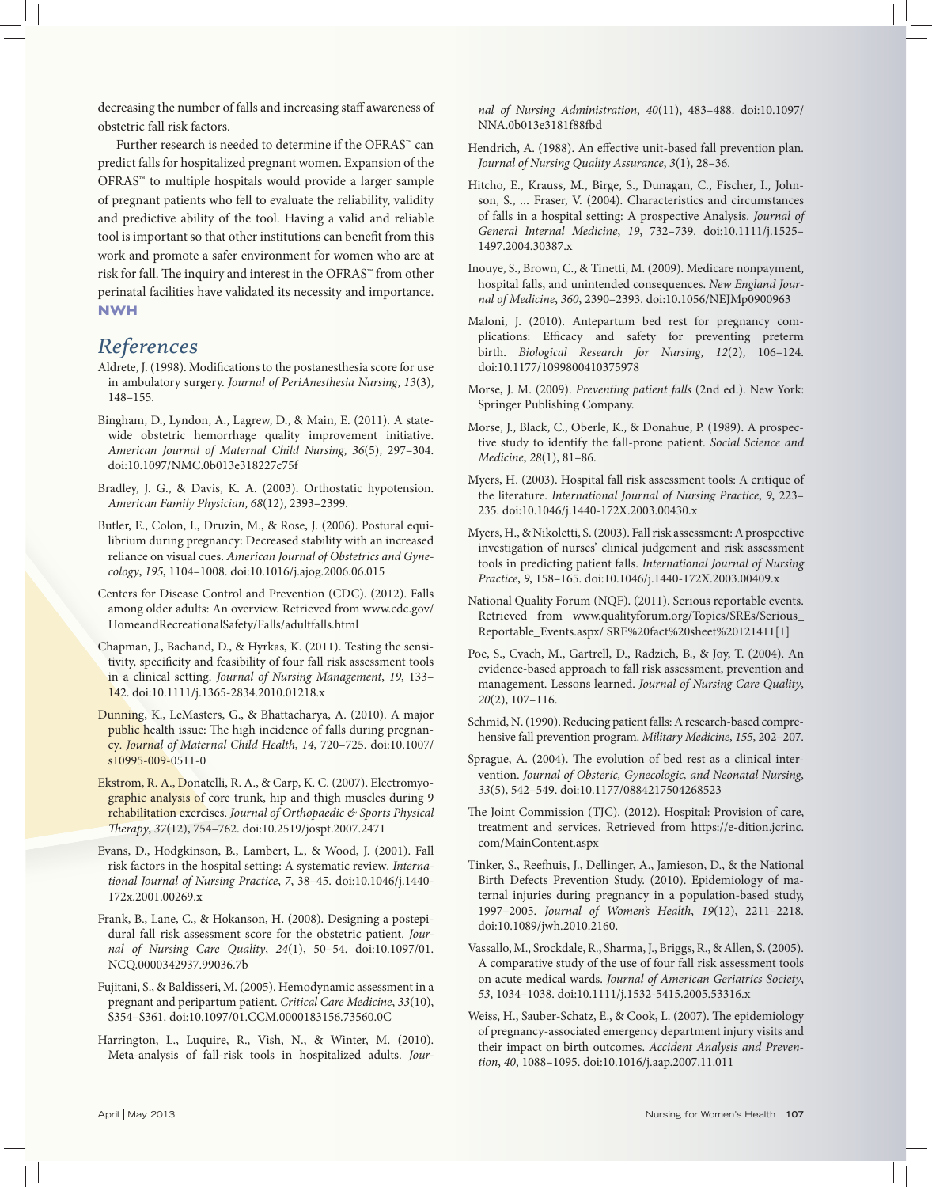decreasing the number of falls and increasing staff awareness of obstetric fall risk factors.

Further research is needed to determine if the OFRAS™ can predict falls for hospitalized pregnant women. Expansion of the OFRAS™ to multiple hospitals would provide a larger sample of pregnant patients who fell to evaluate the reliability, validity and predictive ability of the tool. Having a valid and reliable tool is important so that other institutions can benefit from this work and promote a safer environment for women who are at risk for fall. The inquiry and interest in the OFRAS™ from other perinatal facilities have validated its necessity and importance. **NWH**

## References

Aldrete, J. (1998). Modifications to the postanesthesia score for use in ambulatory surgery. *Journal of PeriAnesthesia Nursing*, *13*(3), 148–155.

Bingham, D., Lyndon, A., Lagrew, D., & Main, E. (2011). A statewide obstetric hemorrhage quality improvement initiative. *American Journal of Maternal Child Nursing*, *36*(5), 297–304. doi:10.1097/NMC.0b013e318227c75f

Bradley, J. G., & Davis, K. A. (2003). Orthostatic hypotension. *American Family Physician*, *68*(12), 2393–2399.

Butler, E., Colon, I., Druzin, M., & Rose, J. (2006). Postural equilibrium during pregnancy: Decreased stability with an increased reliance on visual cues. *American Journal of Obstetrics and Gynecology*, *195*, 1104–1008. doi:10.1016/j.ajog.2006.06.015

Centers for Disease Control and Prevention (CDC). (2012). Falls among older adults: An overview. Retrieved from www.cdc.gov/HomeandRecreationalSafety/Falls/adultfalls.html

Chapman, J., Bachand, D., & Hyrkas, K. (2011). Testing the sensitivity, specificity and feasibility of four fall risk assessment tools in a clinical setting. *Journal of Nursing Management*, *19*, 133–142. doi:10.1111/j.1365-2834.2010.01218.x

Dunning, K., LeMasters, G., & Bhattacharya, A. (2010). A major public health issue: The high incidence of falls during pregnancy. *Journal of Maternal Child Health*, *14*, 720–725. doi:10.1007/s10995-009-0511-0

Ekstrom, R. A., Donatelli, R. A., & Carp, K. C. (2007). Electromyographic analysis of core trunk, hip and thigh muscles during 9 rehabilitation exercises. *Journal of Orthopaedic & Sports Physical Therapy*, *37*(12), 754–762. doi:10.2519/jospt.2007.2471

Evans, D., Hodgkinson, B., Lambert, L., & Wood, J. (2001). Fall risk factors in the hospital setting: A systematic review. *International Journal of Nursing Practice*, *7*, 38–45. doi:10.1046/j.1440-172x.2001.00269.x

Frank, B., Lane, C., & Hokanson, H. (2008). Designing a postepidural fall risk assessment score for the obstetric patient. *Journal of Nursing Care Quality*, *24*(1), 50–54. doi:10.1097/01.NCQ.0000342937.99036.7b

Fujitani, S., & Baldisseri, M. (2005). Hemodynamic assessment in a pregnant and peripartum patient. *Critical Care Medicine*, *33*(10), S354–S361. doi:10.1097/01.CCM.0000183156.73560.0C

Harrington, L., Luquire, R., Vish, N., & Winter, M. (2010). Meta-analysis of fall-risk tools in hospitalized adults. *Journal of Nursing Administration*, *40*(11), 483–488. doi:10.1097/NNA.0b013e3181f88fbd

Hendrich, A. (1988). An effective unit-based fall prevention plan. *Journal of Nursing Quality Assurance*, *3*(1), 28–36.

Hitcho, E., Krauss, M., Birge, S., Dunagan, C., Fischer, I., Johnson, S., ... Fraser, V. (2004). Characteristics and circumstances of falls in a hospital setting: A prospective Analysis. *Journal of General Internal Medicine*, *19*, 732–739. doi:10.1111/j.1525–1497.2004.30387.x

Inouye, S., Brown, C., & Tinetti, M. (2009). Medicare nonpayment, hospital falls, and unintended consequences. *New England Journal of Medicine*, *360*, 2390–2393. doi:10.1056/NEJMp0900963

Maloni, J. (2010). Antepartum bed rest for pregnancy complications: Efficacy and safety for preventing preterm birth. *Biological Research for Nursing*, *12*(2), 106–124. doi:10.1177/1099800410375978

Morse, J. M. (2009). *Preventing patient falls* (2nd ed.). New York: Springer Publishing Company.

Morse, J., Black, C., Oberle, K., & Donahue, P. (1989). A prospective study to identify the fall-prone patient. *Social Science and Medicine*, *28*(1), 81–86.

Myers, H. (2003). Hospital fall risk assessment tools: A critique of the literature. *International Journal of Nursing Practice*, *9*, 223–235. doi:10.1046/j.1440-172X.2003.00430.x

Myers, H., & Nikoletti, S. (2003). Fall risk assessment: A prospective investigation of nurses' clinical judgement and risk assessment tools in predicting patient falls. *International Journal of Nursing Practice*, *9*, 158–165. doi:10.1046/j.1440-172X.2003.00409.x

National Quality Forum (NQF). (2011). Serious reportable events. Retrieved from www.qualityforum.org/Topics/SREs/Serious_Reportable_Events.aspx/ SRE%20fact%20sheet%20121411[1]

Poe, S., Cvach, M., Gartrell, D., Radzich, B., & Joy, T. (2004). An evidence-based approach to fall risk assessment, prevention and management. Lessons learned. *Journal of Nursing Care Quality*, *20*(2), 107–116.

Schmid, N. (1990). Reducing patient falls: A research-based comprehensive fall prevention program. *Military Medicine*, *155*, 202–207.

Sprague, A. (2004). The evolution of bed rest as a clinical intervention. *Journal of Obsteric, Gynecologic, and Neonatal Nursing*, *33*(5), 542–549. doi:10.1177/0884217504268523

The Joint Commission (TJC). (2012). Hospital: Provision of care, treatment and services. Retrieved from https://e-dition.jcrinc.com/MainContent.aspx

Tinker, S., Reefhuis, J., Dellinger, A., Jamieson, D., & the National Birth Defects Prevention Study. (2010). Epidemiology of maternal injuries during pregnancy in a population-based study, 1997–2005. *Journal of Women's Health*, *19*(12), 2211–2218. doi:10.1089/jwh.2010.2160.

Vassallo, M., Srockdale, R., Sharma, J., Briggs, R., & Allen, S. (2005). A comparative study of the use of four fall risk assessment tools on acute medical wards. *Journal of American Geriatrics Society*, *53*, 1034–1038. doi:10.1111/j.1532-5415.2005.53316.x

Weiss, H., Sauber-Schatz, E., & Cook, L. (2007). The epidemiology of pregnancy-associated emergency department injury visits and their impact on birth outcomes. *Accident Analysis and Prevention*, *40*, 1088–1095. doi:10.1016/j.aap.2007.11.011